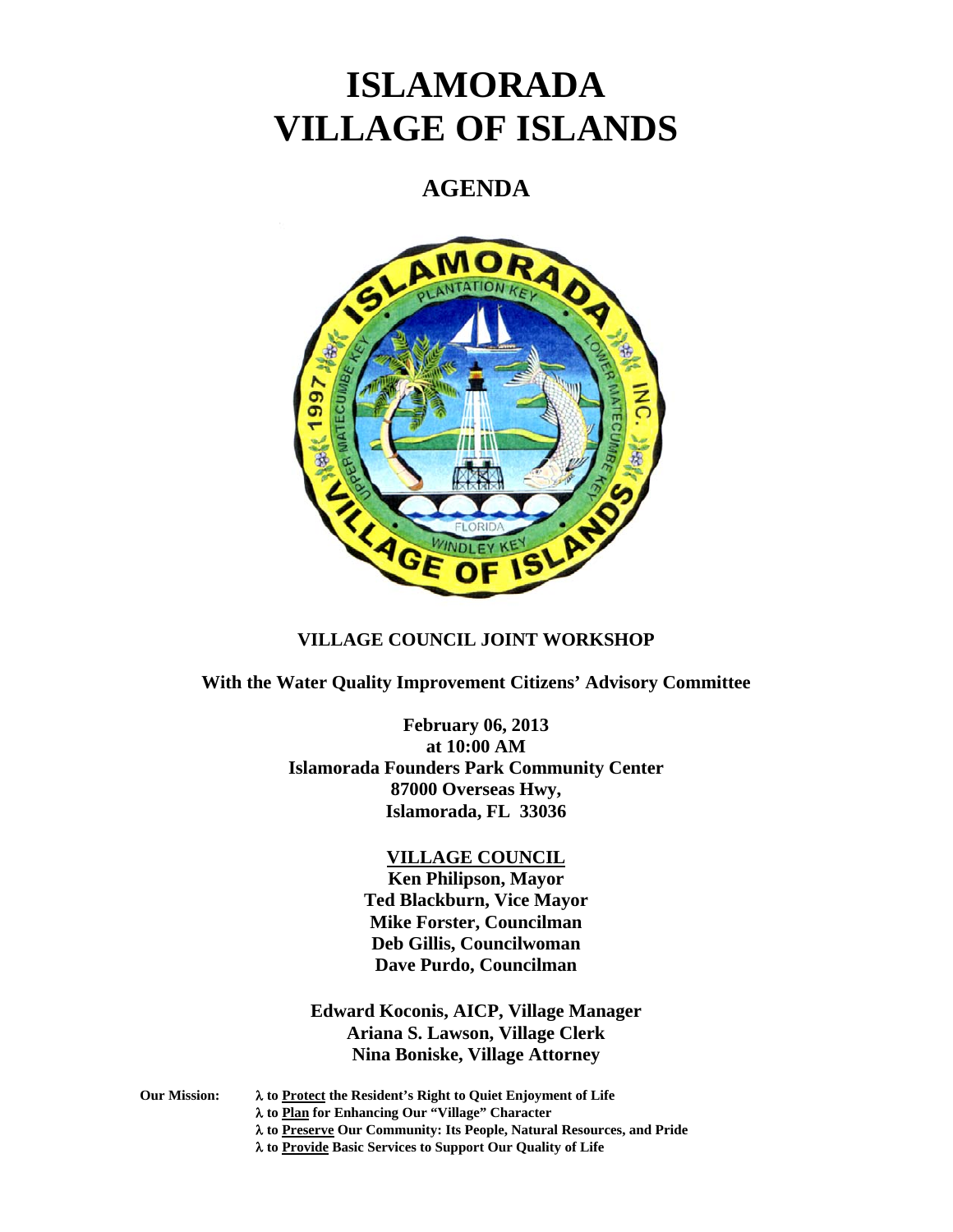# ISLAMORADA VILLAGE OF ISLANDS

## AGENDA

**VILLAGE COUNCIL JOINT WORKSHOP**

**With the Water Quality Improvement Citizens' Advisory Committee**

**February 06, 2013**
**at 10:00 AM**
**Islamorada Founders Park Community Center**
**87000 Overseas Hwy,**
**Islamorada, FL 33036**

**VILLAGE COUNCIL**
**Ken Philipson, Mayor**
**Ted Blackburn, Vice Mayor**
**Mike Forster, Councilman**
**Deb Gillis, Councilwoman**
**Dave Purdo, Councilman**

**Edward Koconis, AICP, Village Manager**
**Ariana S. Lawson, Village Clerk**
**Nina Boniske, Village Attorney**

**Our Mission:**
- **λ to Protect the Resident's Right to Quiet Enjoyment of Life**
- **λ to Plan for Enhancing Our "Village" Character**
- **λ to Preserve Our Community: Its People, Natural Resources, and Pride**
- **λ to Provide Basic Services to Support Our Quality of Life**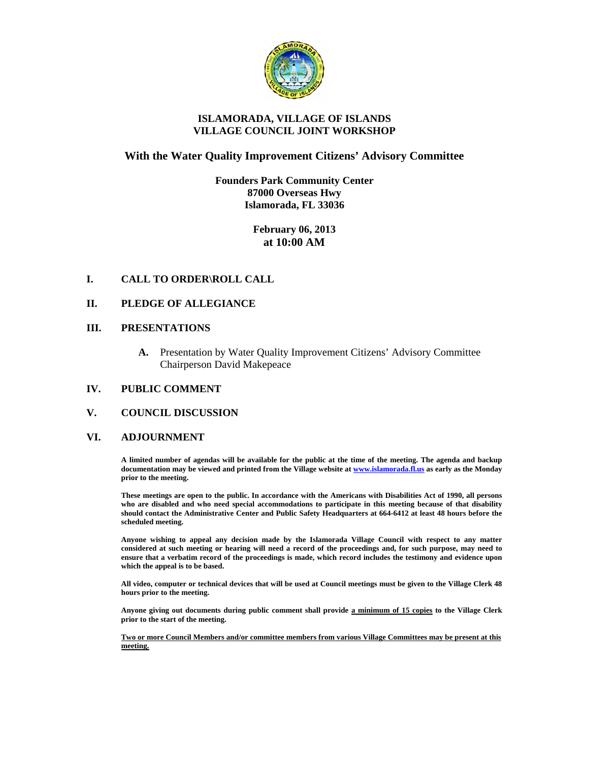# ISLAMORADA, VILLAGE OF ISLANDS
# VILLAGE COUNCIL JOINT WORKSHOP

## With the Water Quality Improvement Citizens' Advisory Committee

**Founders Park Community Center**
**87000 Overseas Hwy**
**Islamorada, FL 33036**

**February 06, 2013**
**at 10:00 AM**

**I. CALL TO ORDER\ROLL CALL**

**II. PLEDGE OF ALLEGIANCE**

**III. PRESENTATIONS**

- **A.** Presentation by Water Quality Improvement Citizens' Advisory Committee Chairperson David Makepeace

**IV. PUBLIC COMMENT**

**V. COUNCIL DISCUSSION**

**VI. ADJOURNMENT**

**A limited number of agendas will be available for the public at the time of the meeting. The agenda and backup documentation may be viewed and printed from the Village website at www.islamorada.fl.us as early as the Monday prior to the meeting.**

**These meetings are open to the public. In accordance with the Americans with Disabilities Act of 1990, all persons who are disabled and who need special accommodations to participate in this meeting because of that disability should contact the Administrative Center and Public Safety Headquarters at 664-6412 at least 48 hours before the scheduled meeting.**

**Anyone wishing to appeal any decision made by the Islamorada Village Council with respect to any matter considered at such meeting or hearing will need a record of the proceedings and, for such purpose, may need to ensure that a verbatim record of the proceedings is made, which record includes the testimony and evidence upon which the appeal is to be based.**

**All video, computer or technical devices that will be used at Council meetings must be given to the Village Clerk 48 hours prior to the meeting.**

**Anyone giving out documents during public comment shall provide a minimum of 15 copies to the Village Clerk prior to the start of the meeting.**

**Two or more Council Members and/or committee members from various Village Committees may be present at this meeting.**